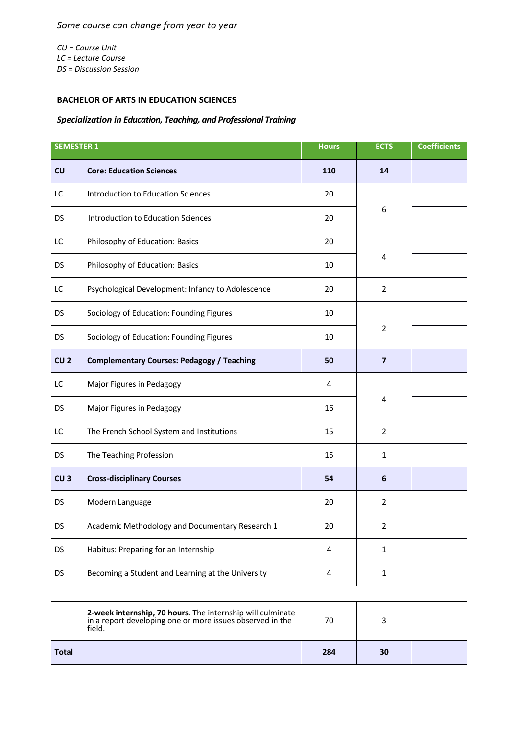*Some course can change from year to year*

*CU = Course Unit*
*LC = Lecture Course*
*DS = Discussion Session*

**BACHELOR OF ARTS IN EDUCATION SCIENCES**

***Specialization in Education, Teaching, and Professional Training***

| SEMESTER 1 | | Hours | ECTS | Coefficients |
|---|---|---|---|---|
| **CU** | **Core: Education Sciences** | **110** | **14** | |
| LC | Introduction to Education Sciences | 20 | 6 | |
| DS | Introduction to Education Sciences | 20 | | |
| LC | Philosophy of Education: Basics | 20 | 4 | |
| DS | Philosophy of Education: Basics | 10 | | |
| LC | Psychological Development: Infancy to Adolescence | 20 | 2 | |
| DS | Sociology of Education: Founding Figures | 10 | 2 | |
| DS | Sociology of Education: Founding Figures | 10 | | |
| **CU 2** | **Complementary Courses: Pedagogy / Teaching** | **50** | **7** | |
| LC | Major Figures in Pedagogy | 4 | 4 | |
| DS | Major Figures in Pedagogy | 16 | | |
| LC | The French School System and Institutions | 15 | 2 | |
| DS | The Teaching Profession | 15 | 1 | |
| **CU 3** | **Cross-disciplinary Courses** | **54** | **6** | |
| DS | Modern Language | 20 | 2 | |
| DS | Academic Methodology and Documentary Research 1 | 20 | 2 | |
| DS | Habitus: Preparing for an Internship | 4 | 1 | |
| DS | Becoming a Student and Learning at the University | 4 | 1 | |
| | **2-week internship, 70 hours**. The internship will culminate in a report developing one or more issues observed in the field. | 70 | 3 | |
| **Total** | | **284** | **30** | |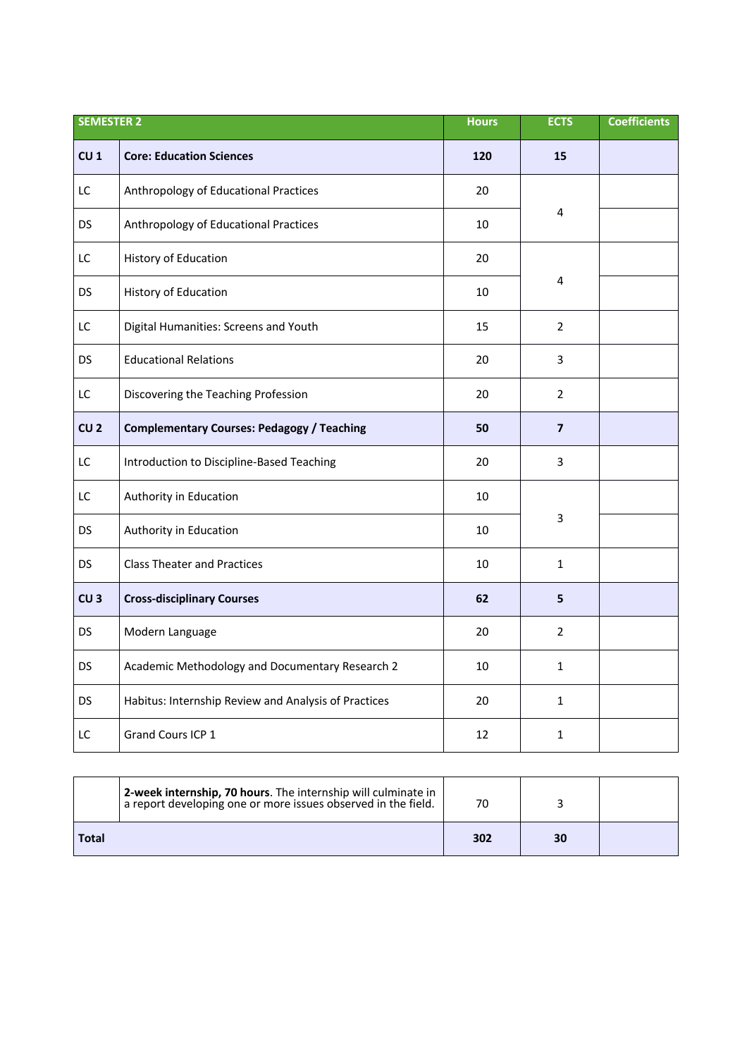| SEMESTER 2 | | Hours | ECTS | Coefficients |
|---|---|---|---|---|
| **CU 1** | **Core: Education Sciences** | **120** | **15** | |
| LC | Anthropology of Educational Practices | 20 | 4 | |
| DS | Anthropology of Educational Practices | 10 | | |
| LC | History of Education | 20 | 4 | |
| DS | History of Education | 10 | | |
| LC | Digital Humanities: Screens and Youth | 15 | 2 | |
| DS | Educational Relations | 20 | 3 | |
| LC | Discovering the Teaching Profession | 20 | 2 | |
| **CU 2** | **Complementary Courses: Pedagogy / Teaching** | **50** | **7** | |
| LC | Introduction to Discipline-Based Teaching | 20 | 3 | |
| LC | Authority in Education | 10 | 3 | |
| DS | Authority in Education | 10 | | |
| DS | Class Theater and Practices | 10 | 1 | |
| **CU 3** | **Cross-disciplinary Courses** | **62** | **5** | |
| DS | Modern Language | 20 | 2 | |
| DS | Academic Methodology and Documentary Research 2 | 10 | 1 | |
| DS | Habitus: Internship Review and Analysis of Practices | 20 | 1 | |
| LC | Grand Cours ICP 1 | 12 | 1 | |

| | | | | |
|---|---|---|---|---|
| | **2-week internship, 70 hours**. The internship will culminate in a report developing one or more issues observed in the field. | 70 | 3 | |
| **Total** | | **302** | **30** | |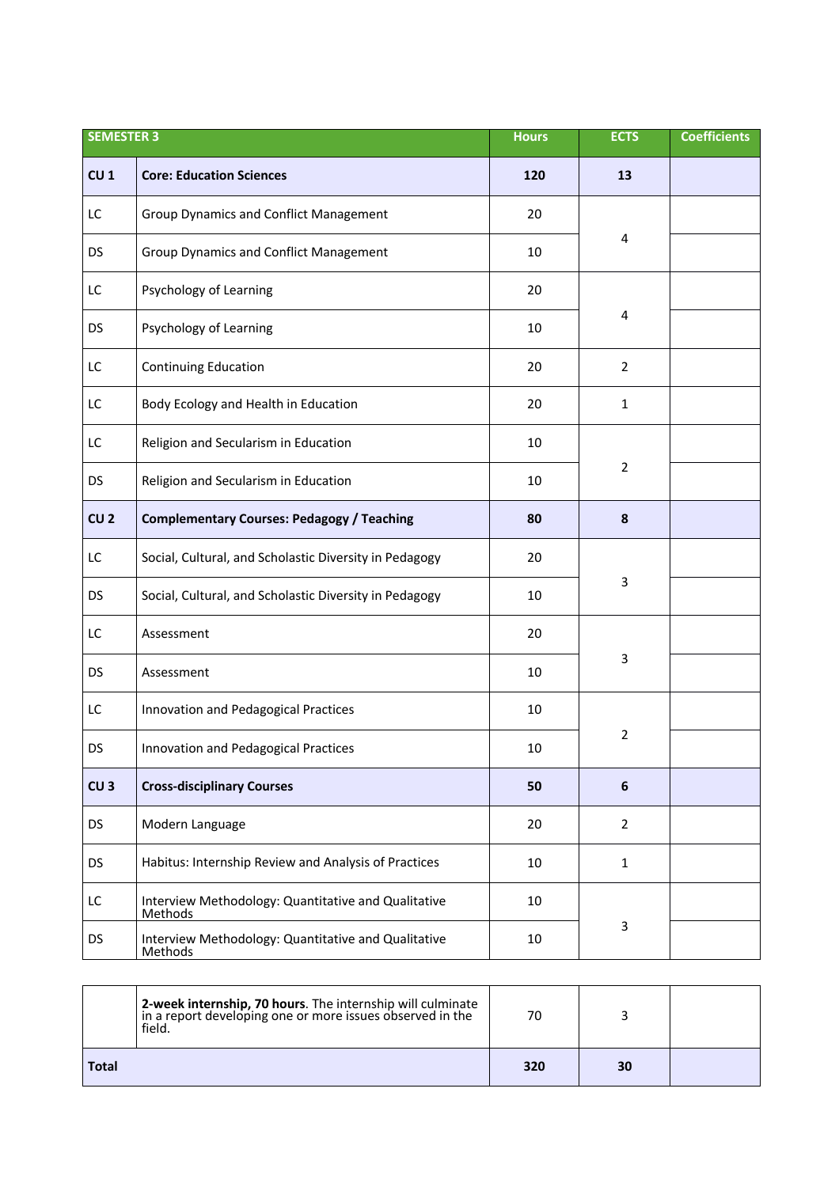| SEMESTER 3 | | Hours | ECTS | Coefficients |
|---|---|---|---|---|
| **CU 1** | **Core: Education Sciences** | **120** | **13** | |
| LC | Group Dynamics and Conflict Management | 20 | 4 | |
| DS | Group Dynamics and Conflict Management | 10 | | |
| LC | Psychology of Learning | 20 | 4 | |
| DS | Psychology of Learning | 10 | | |
| LC | Continuing Education | 20 | 2 | |
| LC | Body Ecology and Health in Education | 20 | 1 | |
| LC | Religion and Secularism in Education | 10 | 2 | |
| DS | Religion and Secularism in Education | 10 | | |
| **CU 2** | **Complementary Courses: Pedagogy / Teaching** | **80** | **8** | |
| LC | Social, Cultural, and Scholastic Diversity in Pedagogy | 20 | 3 | |
| DS | Social, Cultural, and Scholastic Diversity in Pedagogy | 10 | | |
| LC | Assessment | 20 | 3 | |
| DS | Assessment | 10 | | |
| LC | Innovation and Pedagogical Practices | 10 | 2 | |
| DS | Innovation and Pedagogical Practices | 10 | | |
| **CU 3** | **Cross-disciplinary Courses** | **50** | **6** | |
| DS | Modern Language | 20 | 2 | |
| DS | Habitus: Internship Review and Analysis of Practices | 10 | 1 | |
| LC | Interview Methodology: Quantitative and Qualitative Methods | 10 | 3 | |
| DS | Interview Methodology: Quantitative and Qualitative Methods | 10 | | |

| | | | | |
|---|---|---|---|---|
| | **2-week internship, 70 hours**. The internship will culminate in a report developing one or more issues observed in the field. | 70 | 3 | |
| **Total** | | **320** | **30** | |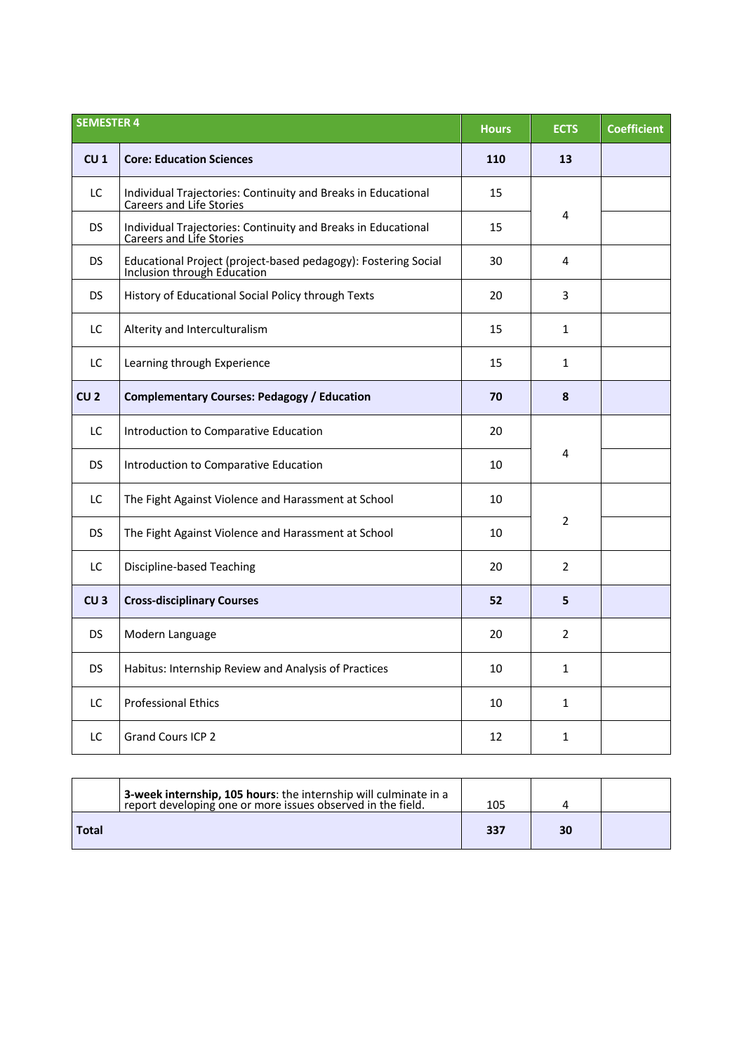| SEMESTER 4 | | Hours | ECTS | Coefficient |
|---|---|---|---|---|
| **CU 1** | **Core: Education Sciences** | **110** | **13** | |
| LC | Individual Trajectories: Continuity and Breaks in Educational Careers and Life Stories | 15 | 4 | |
| DS | Individual Trajectories: Continuity and Breaks in Educational Careers and Life Stories | 15 | | |
| DS | Educational Project (project-based pedagogy): Fostering Social Inclusion through Education | 30 | 4 | |
| DS | History of Educational Social Policy through Texts | 20 | 3 | |
| LC | Alterity and Interculturalism | 15 | 1 | |
| LC | Learning through Experience | 15 | 1 | |
| **CU 2** | **Complementary Courses: Pedagogy / Education** | **70** | **8** | |
| LC | Introduction to Comparative Education | 20 | 4 | |
| DS | Introduction to Comparative Education | 10 | | |
| LC | The Fight Against Violence and Harassment at School | 10 | 2 | |
| DS | The Fight Against Violence and Harassment at School | 10 | | |
| LC | Discipline-based Teaching | 20 | 2 | |
| **CU 3** | **Cross-disciplinary Courses** | **52** | **5** | |
| DS | Modern Language | 20 | 2 | |
| DS | Habitus: Internship Review and Analysis of Practices | 10 | 1 | |
| LC | Professional Ethics | 10 | 1 | |
| LC | Grand Cours ICP 2 | 12 | 1 | |

| | | | | |
|---|---|---|---|---|
| | **3-week internship, 105 hours**: the internship will culminate in a report developing one or more issues observed in the field. | 105 | 4 | |
| **Total** | | **337** | **30** | |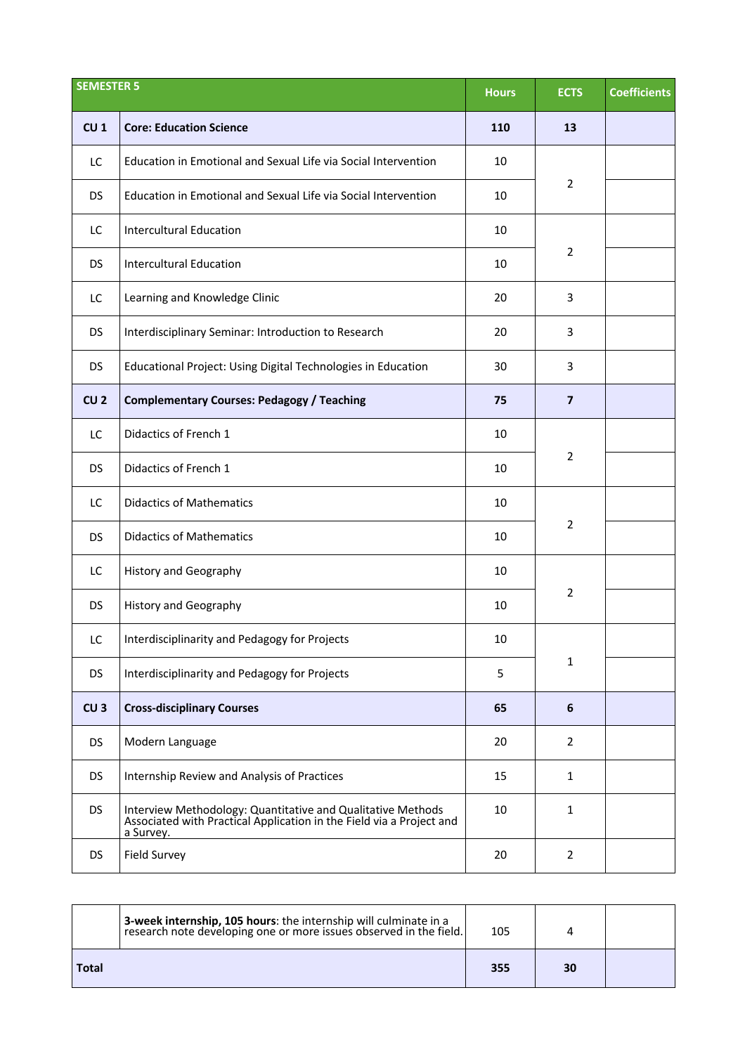| SEMESTER 5 | | Hours | ECTS | Coefficients |
|---|---|---|---|---|
| **CU 1** | **Core: Education Science** | **110** | **13** | |
| LC | Education in Emotional and Sexual Life via Social Intervention | 10 | 2 | |
| DS | Education in Emotional and Sexual Life via Social Intervention | 10 | | |
| LC | Intercultural Education | 10 | 2 | |
| DS | Intercultural Education | 10 | | |
| LC | Learning and Knowledge Clinic | 20 | 3 | |
| DS | Interdisciplinary Seminar: Introduction to Research | 20 | 3 | |
| DS | Educational Project: Using Digital Technologies in Education | 30 | 3 | |
| **CU 2** | **Complementary Courses: Pedagogy / Teaching** | **75** | **7** | |
| LC | Didactics of French 1 | 10 | 2 | |
| DS | Didactics of French 1 | 10 | | |
| LC | Didactics of Mathematics | 10 | 2 | |
| DS | Didactics of Mathematics | 10 | | |
| LC | History and Geography | 10 | 2 | |
| DS | History and Geography | 10 | | |
| LC | Interdisciplinarity and Pedagogy for Projects | 10 | 1 | |
| DS | Interdisciplinarity and Pedagogy for Projects | 5 | | |
| **CU 3** | **Cross-disciplinary Courses** | **65** | **6** | |
| DS | Modern Language | 20 | 2 | |
| DS | Internship Review and Analysis of Practices | 15 | 1 | |
| DS | Interview Methodology: Quantitative and Qualitative Methods Associated with Practical Application in the Field via a Project and a Survey. | 10 | 1 | |
| DS | Field Survey | 20 | 2 | |

| | | | | |
|---|---|---|---|---|
| | **3-week internship, 105 hours**: the internship will culminate in a research note developing one or more issues observed in the field. | 105 | 4 | |
| **Total** | | **355** | **30** | |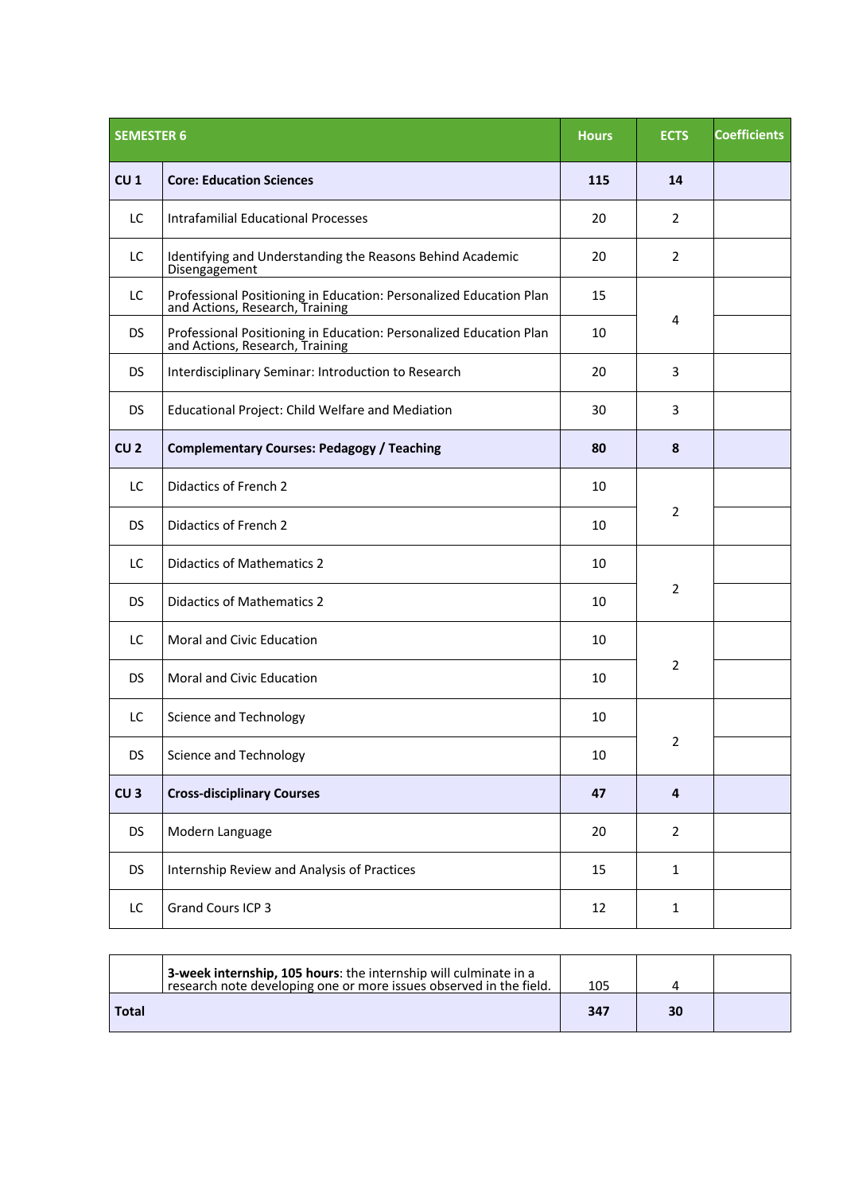| SEMESTER 6 | | Hours | ECTS | Coefficients |
|---|---|---|---|---|
| **CU 1** | **Core: Education Sciences** | **115** | **14** | |
| LC | Intrafamilial Educational Processes | 20 | 2 | |
| LC | Identifying and Understanding the Reasons Behind Academic Disengagement | 20 | 2 | |
| LC | Professional Positioning in Education: Personalized Education Plan and Actions, Research, Training | 15 | 4 | |
| DS | Professional Positioning in Education: Personalized Education Plan and Actions, Research, Training | 10 | | |
| DS | Interdisciplinary Seminar: Introduction to Research | 20 | 3 | |
| DS | Educational Project: Child Welfare and Mediation | 30 | 3 | |
| **CU 2** | **Complementary Courses: Pedagogy / Teaching** | **80** | **8** | |
| LC | Didactics of French 2 | 10 | 2 | |
| DS | Didactics of French 2 | 10 | | |
| LC | Didactics of Mathematics 2 | 10 | 2 | |
| DS | Didactics of Mathematics 2 | 10 | | |
| LC | Moral and Civic Education | 10 | 2 | |
| DS | Moral and Civic Education | 10 | | |
| LC | Science and Technology | 10 | 2 | |
| DS | Science and Technology | 10 | | |
| **CU 3** | **Cross-disciplinary Courses** | **47** | **4** | |
| DS | Modern Language | 20 | 2 | |
| DS | Internship Review and Analysis of Practices | 15 | 1 | |
| LC | Grand Cours ICP 3 | 12 | 1 | |

| | | | | |
|---|---|---|---|---|
| | **3-week internship, 105 hours**: the internship will culminate in a research note developing one or more issues observed in the field. | 105 | 4 | |
| **Total** | | **347** | **30** | |